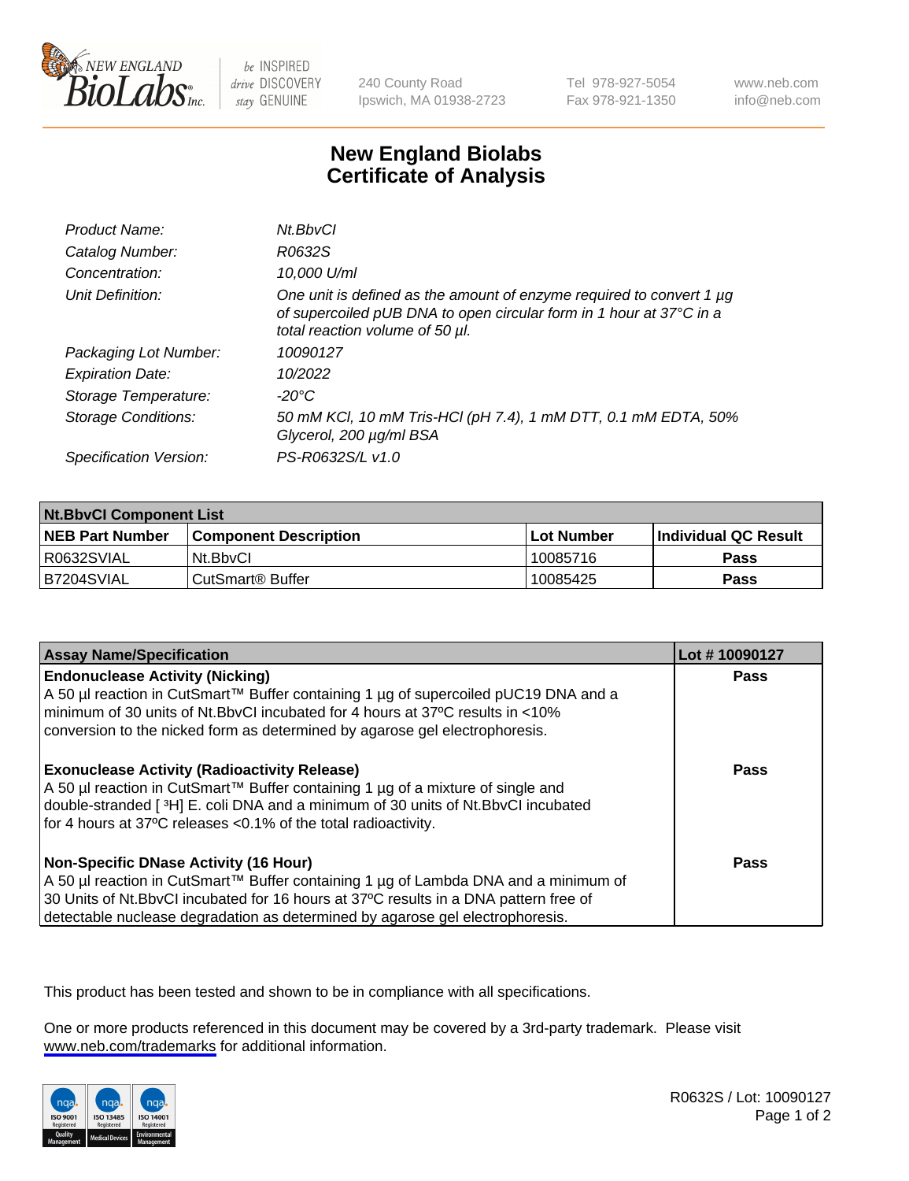240 County Road
Ipswich, MA 01938-2723

Tel 978-927-5054
Fax 978-921-1350

www.neb.com
info@neb.com

# New England Biolabs
# Certificate of Analysis

| | |
|---|---|
| *Product Name:* | *Nt.BbvCI* |
| *Catalog Number:* | *R0632S* |
| *Concentration:* | *10,000 U/ml* |
| *Unit Definition:* | *One unit is defined as the amount of enzyme required to convert 1 µg of supercoiled pUB DNA to open circular form in 1 hour at 37°C in a total reaction volume of 50 µl.* |
| *Packaging Lot Number:* | *10090127* |
| *Expiration Date:* | *10/2022* |
| *Storage Temperature:* | *-20°C* |
| *Storage Conditions:* | *50 mM KCl, 10 mM Tris-HCl (pH 7.4), 1 mM DTT, 0.1 mM EDTA, 50% Glycerol, 200 µg/ml BSA* |
| *Specification Version:* | *PS-R0632S/L v1.0* |

| Nt.BbvCI Component List | | | |
|---|---|---|---|
| **NEB Part Number** | **Component Description** | **Lot Number** | **Individual QC Result** |
| R0632SVIAL | Nt.BbvCI | 10085716 | **Pass** |
| B7204SVIAL | CutSmart® Buffer | 10085425 | **Pass** |

| Assay Name/Specification | Lot # 10090127 |
|---|---|
| **Endonuclease Activity (Nicking)**<br>A 50 µl reaction in CutSmart™ Buffer containing 1 µg of supercoiled pUC19 DNA and a minimum of 30 units of Nt.BbvCI incubated for 4 hours at 37ºC results in <10% conversion to the nicked form as determined by agarose gel electrophoresis. | **Pass** |
| **Exonuclease Activity (Radioactivity Release)**<br>A 50 µl reaction in CutSmart™ Buffer containing 1 µg of a mixture of single and double-stranded [ $^{3}$H] E. coli DNA and a minimum of 30 units of Nt.BbvCI incubated for 4 hours at 37ºC releases <0.1% of the total radioactivity. | **Pass** |
| **Non-Specific DNase Activity (16 Hour)**<br>A 50 µl reaction in CutSmart™ Buffer containing 1 µg of Lambda DNA and a minimum of 30 Units of Nt.BbvCI incubated for 16 hours at 37ºC results in a DNA pattern free of detectable nuclease degradation as determined by agarose gel electrophoresis. | **Pass** |

This product has been tested and shown to be in compliance with all specifications.

One or more products referenced in this document may be covered by a 3rd-party trademark. Please visit www.neb.com/trademarks for additional information.

R0632S / Lot: 10090127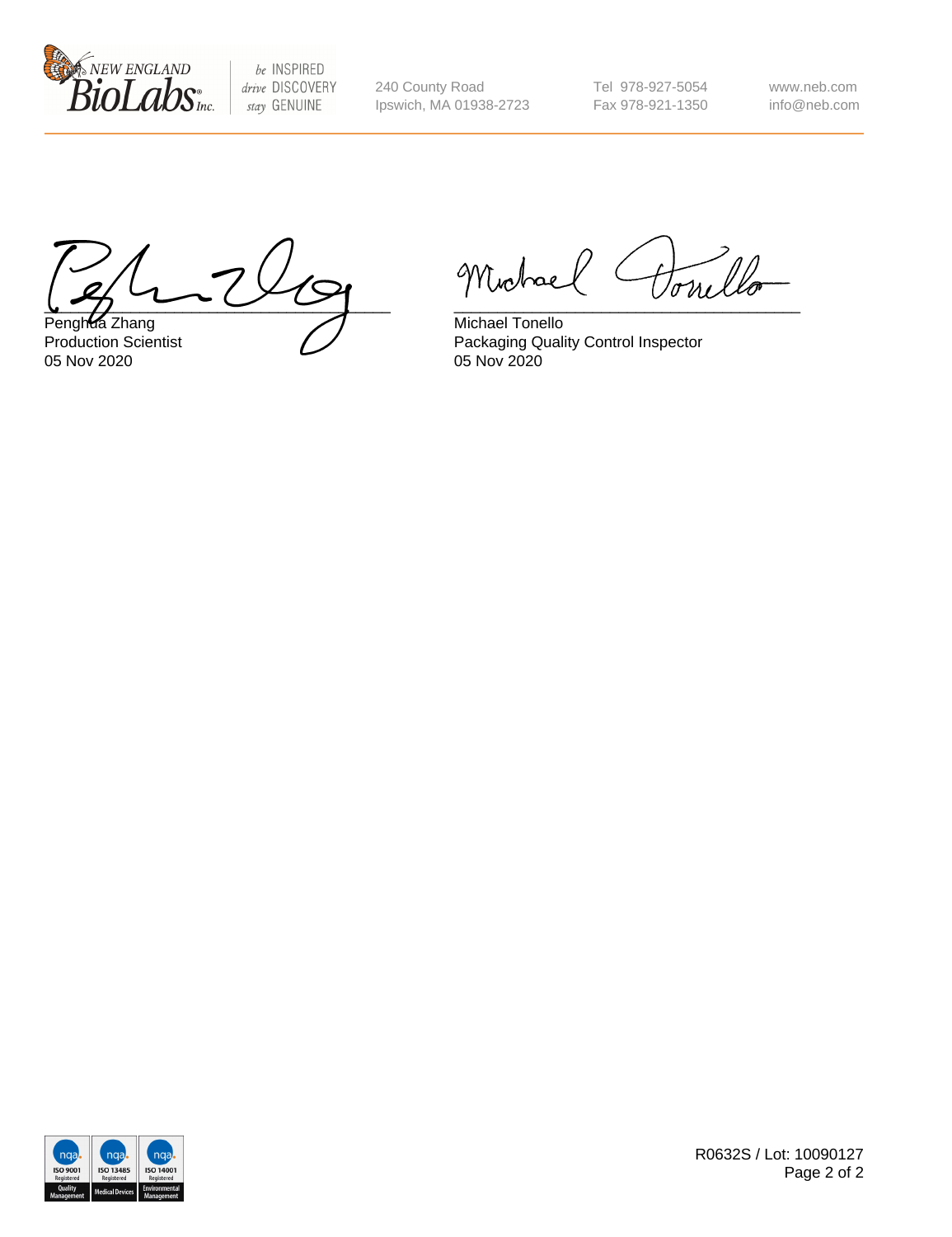Penghua Zhang
Production Scientist
05 Nov 2020

Michael Tonello
Packaging Quality Control Inspector
05 Nov 2020

R0632S / Lot: 10090127